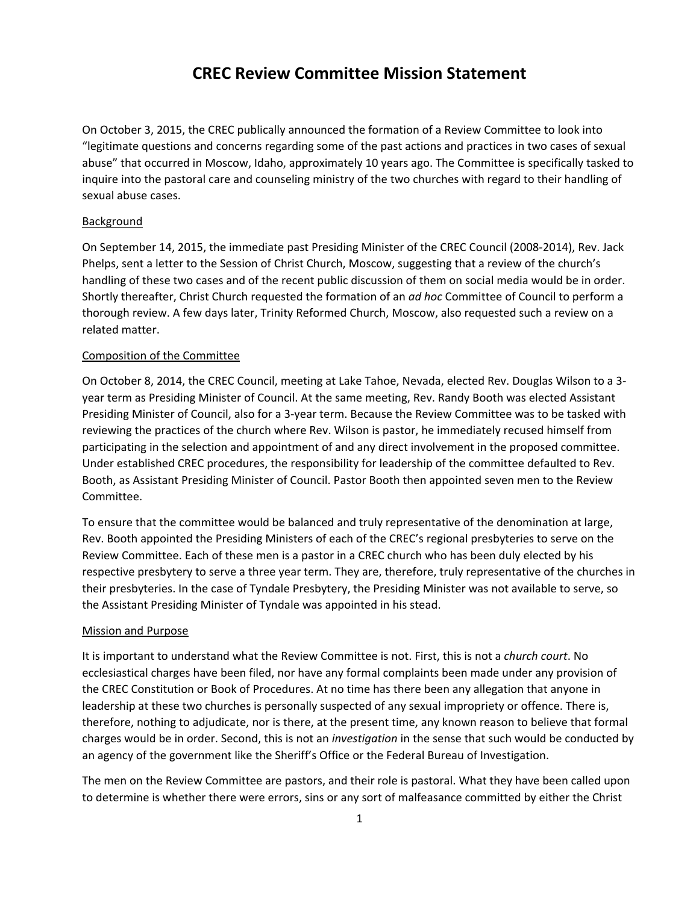# CREC Review Committee Mission Statement

On October 3, 2015, the CREC publically announced the formation of a Review Committee to look into "legitimate questions and concerns regarding some of the past actions and practices in two cases of sexual abuse" that occurred in Moscow, Idaho, approximately 10 years ago. The Committee is specifically tasked to inquire into the pastoral care and counseling ministry of the two churches with regard to their handling of sexual abuse cases.

## Background

On September 14, 2015, the immediate past Presiding Minister of the CREC Council (2008-2014), Rev. Jack Phelps, sent a letter to the Session of Christ Church, Moscow, suggesting that a review of the church's handling of these two cases and of the recent public discussion of them on social media would be in order. Shortly thereafter, Christ Church requested the formation of an *ad hoc* Committee of Council to perform a thorough review. A few days later, Trinity Reformed Church, Moscow, also requested such a review on a related matter.

## Composition of the Committee

On October 8, 2014, the CREC Council, meeting at Lake Tahoe, Nevada, elected Rev. Douglas Wilson to a 3-year term as Presiding Minister of Council. At the same meeting, Rev. Randy Booth was elected Assistant Presiding Minister of Council, also for a 3-year term. Because the Review Committee was to be tasked with reviewing the practices of the church where Rev. Wilson is pastor, he immediately recused himself from participating in the selection and appointment of and any direct involvement in the proposed committee. Under established CREC procedures, the responsibility for leadership of the committee defaulted to Rev. Booth, as Assistant Presiding Minister of Council. Pastor Booth then appointed seven men to the Review Committee.

To ensure that the committee would be balanced and truly representative of the denomination at large, Rev. Booth appointed the Presiding Ministers of each of the CREC's regional presbyteries to serve on the Review Committee. Each of these men is a pastor in a CREC church who has been duly elected by his respective presbytery to serve a three year term. They are, therefore, truly representative of the churches in their presbyteries. In the case of Tyndale Presbytery, the Presiding Minister was not available to serve, so the Assistant Presiding Minister of Tyndale was appointed in his stead.

## Mission and Purpose

It is important to understand what the Review Committee is not. First, this is not a *church court*. No ecclesiastical charges have been filed, nor have any formal complaints been made under any provision of the CREC Constitution or Book of Procedures. At no time has there been any allegation that anyone in leadership at these two churches is personally suspected of any sexual impropriety or offence. There is, therefore, nothing to adjudicate, nor is there, at the present time, any known reason to believe that formal charges would be in order. Second, this is not an *investigation* in the sense that such would be conducted by an agency of the government like the Sheriff's Office or the Federal Bureau of Investigation.

The men on the Review Committee are pastors, and their role is pastoral. What they have been called upon to determine is whether there were errors, sins or any sort of malfeasance committed by either the Christ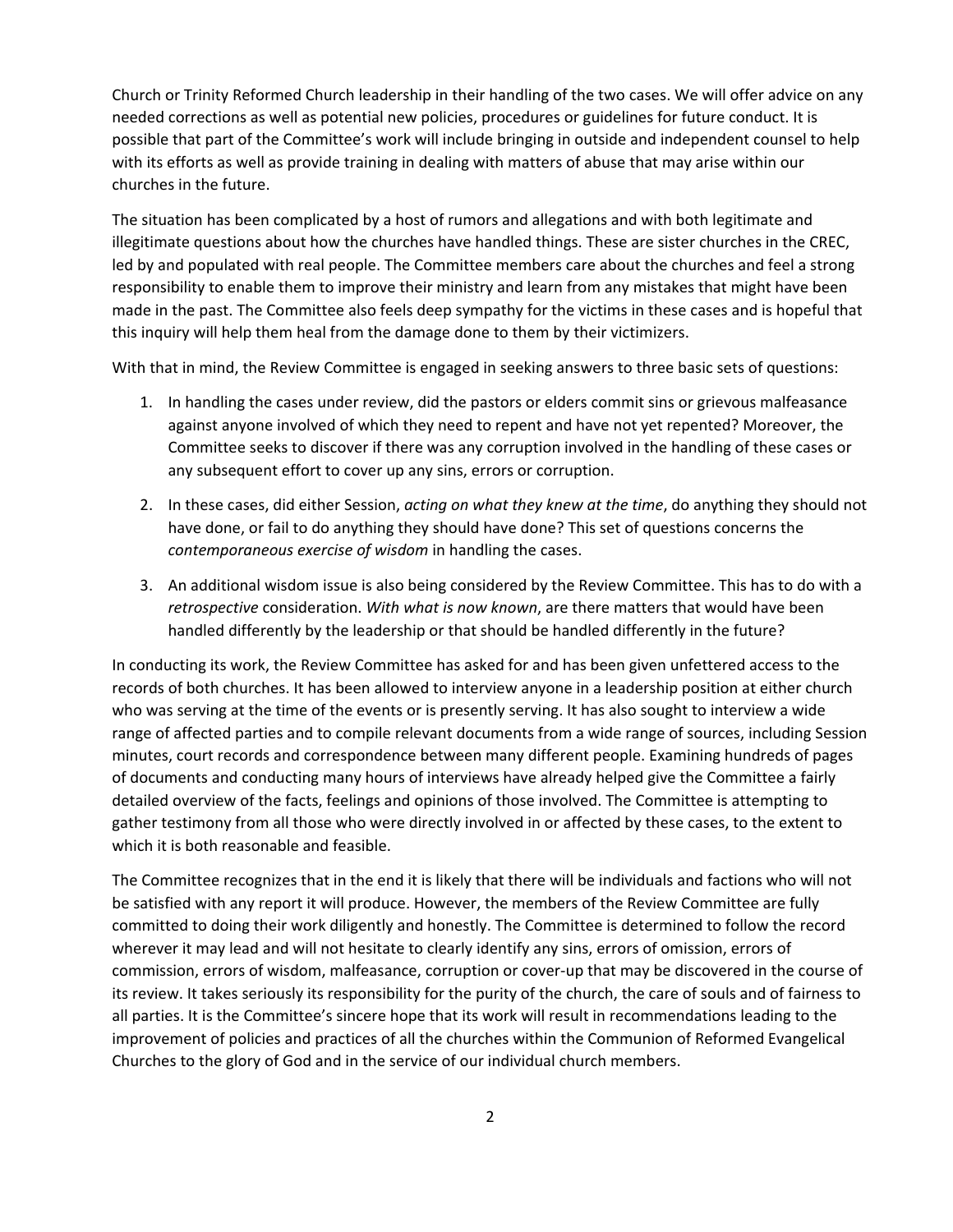Church or Trinity Reformed Church leadership in their handling of the two cases. We will offer advice on any needed corrections as well as potential new policies, procedures or guidelines for future conduct. It is possible that part of the Committee's work will include bringing in outside and independent counsel to help with its efforts as well as provide training in dealing with matters of abuse that may arise within our churches in the future.

The situation has been complicated by a host of rumors and allegations and with both legitimate and illegitimate questions about how the churches have handled things. These are sister churches in the CREC, led by and populated with real people. The Committee members care about the churches and feel a strong responsibility to enable them to improve their ministry and learn from any mistakes that might have been made in the past. The Committee also feels deep sympathy for the victims in these cases and is hopeful that this inquiry will help them heal from the damage done to them by their victimizers.

With that in mind, the Review Committee is engaged in seeking answers to three basic sets of questions:

1. In handling the cases under review, did the pastors or elders commit sins or grievous malfeasance against anyone involved of which they need to repent and have not yet repented? Moreover, the Committee seeks to discover if there was any corruption involved in the handling of these cases or any subsequent effort to cover up any sins, errors or corruption.
2. In these cases, did either Session, *acting on what they knew at the time*, do anything they should not have done, or fail to do anything they should have done? This set of questions concerns the *contemporaneous exercise of wisdom* in handling the cases.
3. An additional wisdom issue is also being considered by the Review Committee. This has to do with a *retrospective* consideration. *With what is now known*, are there matters that would have been handled differently by the leadership or that should be handled differently in the future?

In conducting its work, the Review Committee has asked for and has been given unfettered access to the records of both churches. It has been allowed to interview anyone in a leadership position at either church who was serving at the time of the events or is presently serving. It has also sought to interview a wide range of affected parties and to compile relevant documents from a wide range of sources, including Session minutes, court records and correspondence between many different people. Examining hundreds of pages of documents and conducting many hours of interviews have already helped give the Committee a fairly detailed overview of the facts, feelings and opinions of those involved. The Committee is attempting to gather testimony from all those who were directly involved in or affected by these cases, to the extent to which it is both reasonable and feasible.

The Committee recognizes that in the end it is likely that there will be individuals and factions who will not be satisfied with any report it will produce. However, the members of the Review Committee are fully committed to doing their work diligently and honestly. The Committee is determined to follow the record wherever it may lead and will not hesitate to clearly identify any sins, errors of omission, errors of commission, errors of wisdom, malfeasance, corruption or cover-up that may be discovered in the course of its review. It takes seriously its responsibility for the purity of the church, the care of souls and of fairness to all parties. It is the Committee's sincere hope that its work will result in recommendations leading to the improvement of policies and practices of all the churches within the Communion of Reformed Evangelical Churches to the glory of God and in the service of our individual church members.